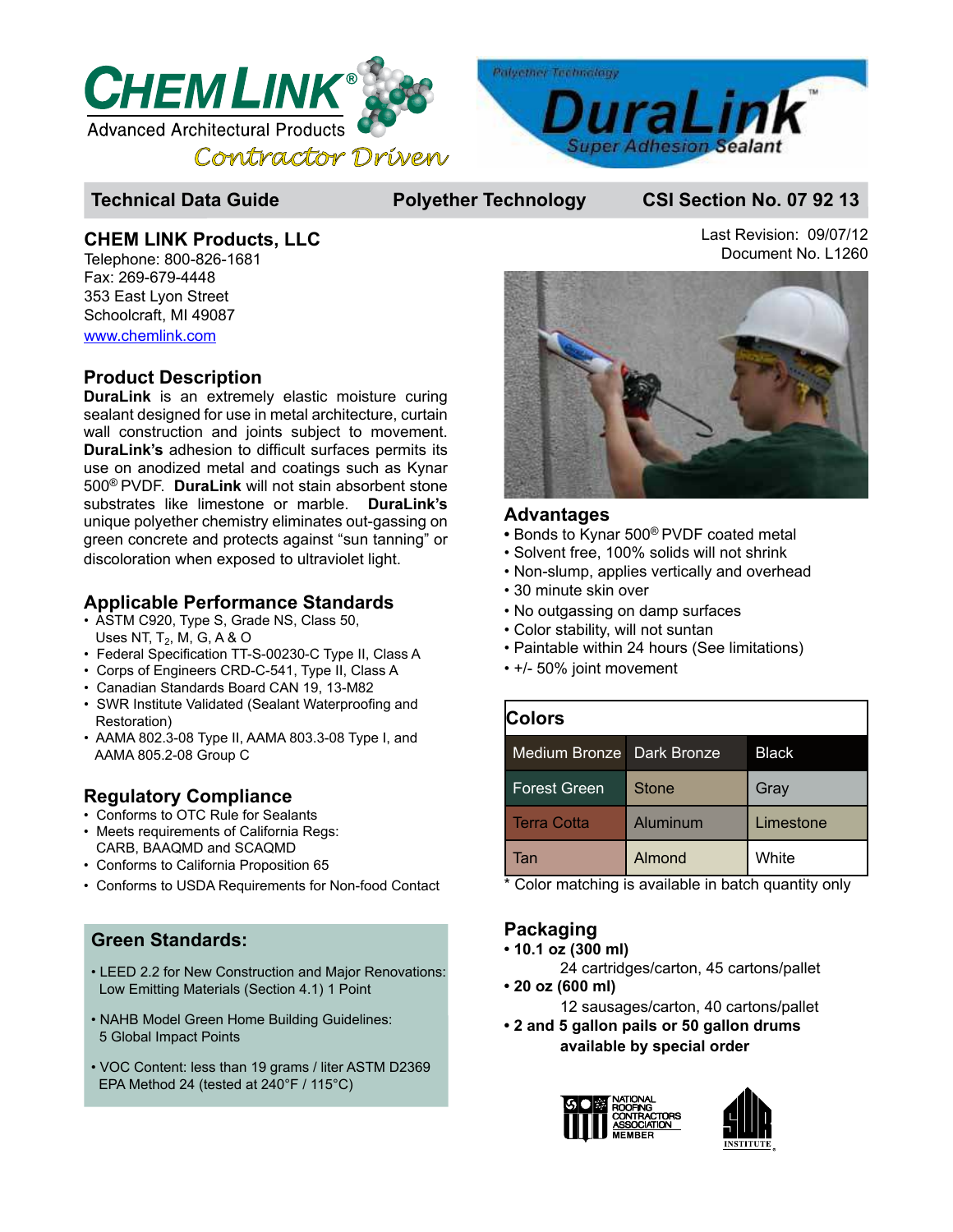# CHEM LINK®

Advanced Architectural Products

*Contractor Driven*

Polyether Technology

# DuraLink™

Super Adhesion Sealant

**Technical Data Guide** | **Polyether Technology** | **CSI Section No. 07 92 13**

## CHEM LINK Products, LLC

Telephone: 800-826-1681
Fax: 269-679-4448
353 East Lyon Street
Schoolcraft, MI 49087
www.chemlink.com

Last Revision: 09/07/12
Document No. L1260

## Product Description

**DuraLink** is an extremely elastic moisture curing sealant designed for use in metal architecture, curtain wall construction and joints subject to movement. **DuraLink's** adhesion to difficult surfaces permits its use on anodized metal and coatings such as Kynar 500® PVDF. **DuraLink** will not stain absorbent stone substrates like limestone or marble. **DuraLink's** unique polyether chemistry eliminates out-gassing on green concrete and protects against "sun tanning" or discoloration when exposed to ultraviolet light.

## Applicable Performance Standards

- ASTM C920, Type S, Grade NS, Class 50, Uses NT, $T_2$, M, G, A & O
- Federal Specification TT-S-00230-C Type II, Class A
- Corps of Engineers CRD-C-541, Type II, Class A
- Canadian Standards Board CAN 19, 13-M82
- SWR Institute Validated (Sealant Waterproofing and Restoration)
- AAMA 802.3-08 Type II, AAMA 803.3-08 Type I, and AAMA 805.2-08 Group C

## Regulatory Compliance

- Conforms to OTC Rule for Sealants
- Meets requirements of California Regs: CARB, BAAQMD and SCAQMD
- Conforms to California Proposition 65
- Conforms to USDA Requirements for Non-food Contact

## Green Standards:

- LEED 2.2 for New Construction and Major Renovations: Low Emitting Materials (Section 4.1) 1 Point
- NAHB Model Green Home Building Guidelines: 5 Global Impact Points
- VOC Content: less than 19 grams / liter ASTM D2369 EPA Method 24 (tested at 240°F / 115°C)

## Advantages

- Bonds to Kynar 500® PVDF coated metal
- Solvent free, 100% solids will not shrink
- Non-slump, applies vertically and overhead
- 30 minute skin over
- No outgassing on damp surfaces
- Color stability, will not suntan
- Paintable within 24 hours (See limitations)
- +/- 50% joint movement

## Colors

| Colors | | |
|---|---|---|
| Medium Bronze | Dark Bronze | Black |
| Forest Green | Stone | Gray |
| Terra Cotta | Aluminum | Limestone |
| Tan | Almond | White |

\* Color matching is available in batch quantity only

## Packaging

- **10.1 oz (300 ml)**
  24 cartridges/carton, 45 cartons/pallet
- **20 oz (600 ml)**
  12 sausages/carton, 40 cartons/pallet
- **2 and 5 gallon pails or 50 gallon drums available by special order**

NATIONAL ROOFING CONTRACTORS ASSOCIATION MEMBER

SWR INSTITUTE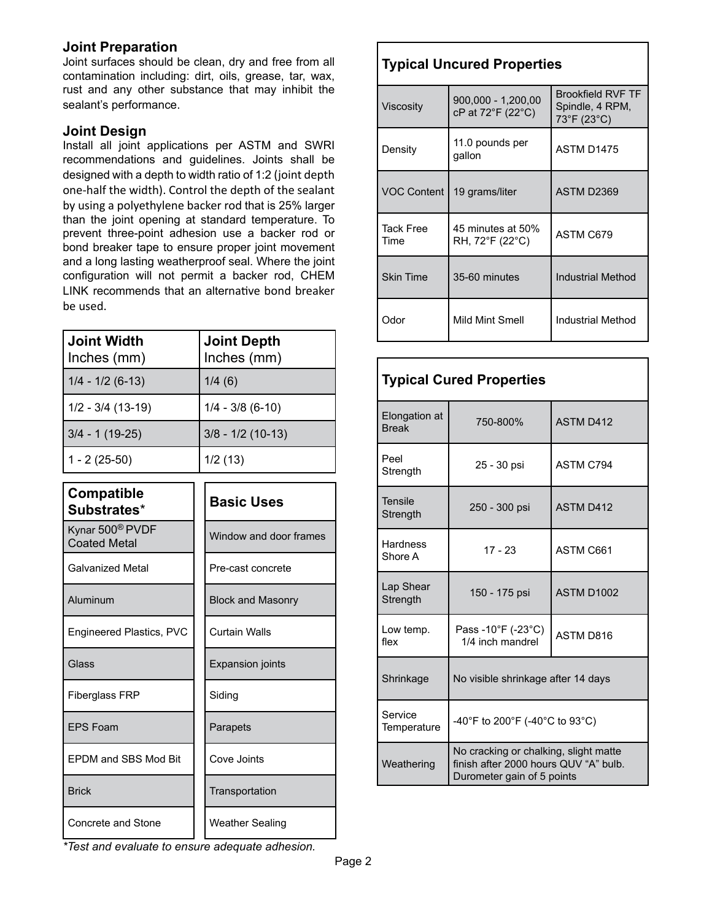## Joint Preparation

Joint surfaces should be clean, dry and free from all contamination including: dirt, oils, grease, tar, wax, rust and any other substance that may inhibit the sealant's performance.

## Joint Design

Install all joint applications per ASTM and SWRI recommendations and guidelines. Joints shall be designed with a depth to width ratio of 1:2 (joint depth one-half the width). Control the depth of the sealant by using a polyethylene backer rod that is 25% larger than the joint opening at standard temperature. To prevent three-point adhesion use a backer rod or bond breaker tape to ensure proper joint movement and a long lasting weatherproof seal. Where the joint configuration will not permit a backer rod, CHEM LINK recommends that an alternative bond breaker be used.

| **Joint Width** Inches (mm) | **Joint Depth** Inches (mm) |
|---|---|
| 1/4 - 1/2 (6-13) | 1/4 (6) |
| 1/2 - 3/4 (13-19) | 1/4 - 3/8 (6-10) |
| 3/4 - 1 (19-25) | 3/8 - 1/2 (10-13) |
| 1 - 2 (25-50) | 1/2 (13) |

| **Compatible Substrates*** |
|---|
| Kynar 500® PVDF Coated Metal |
| Galvanized Metal |
| Aluminum |
| Engineered Plastics, PVC |
| Glass |
| Fiberglass FRP |
| EPS Foam |
| EPDM and SBS Mod Bit |
| Brick |
| Concrete and Stone |

*\*Test and evaluate to ensure adequate adhesion.*

| **Basic Uses** |
|---|
| Window and door frames |
| Pre-cast concrete |
| Block and Masonry |
| Curtain Walls |
| Expansion joints |
| Siding |
| Parapets |
| Cove Joints |
| Transportation |
| Weather Sealing |

| **Typical Uncured Properties** | | |
|---|---|---|
| Viscosity | 900,000 - 1,200,00 cP at 72°F (22°C) | Brookfield RVF TF Spindle, 4 RPM, 73°F (23°C) |
| Density | 11.0 pounds per gallon | ASTM D1475 |
| VOC Content | 19 grams/liter | ASTM D2369 |
| Tack Free Time | 45 minutes at 50% RH, 72°F (22°C) | ASTM C679 |
| Skin Time | 35-60 minutes | Industrial Method |
| Odor | Mild Mint Smell | Industrial Method |

| **Typical Cured Properties** | | |
|---|---|---|
| Elongation at Break | 750-800% | ASTM D412 |
| Peel Strength | 25 - 30 psi | ASTM C794 |
| Tensile Strength | 250 - 300 psi | ASTM D412 |
| Hardness Shore A | 17 - 23 | ASTM C661 |
| Lap Shear Strength | 150 - 175 psi | ASTM D1002 |
| Low temp. flex | Pass -10°F (-23°C) 1/4 inch mandrel | ASTM D816 |
| Shrinkage | No visible shrinkage after 14 days | |
| Service Temperature | -40°F to 200°F (-40°C to 93°C) | |
| Weathering | No cracking or chalking, slight matte finish after 2000 hours QUV "A" bulb. Durometer gain of 5 points | |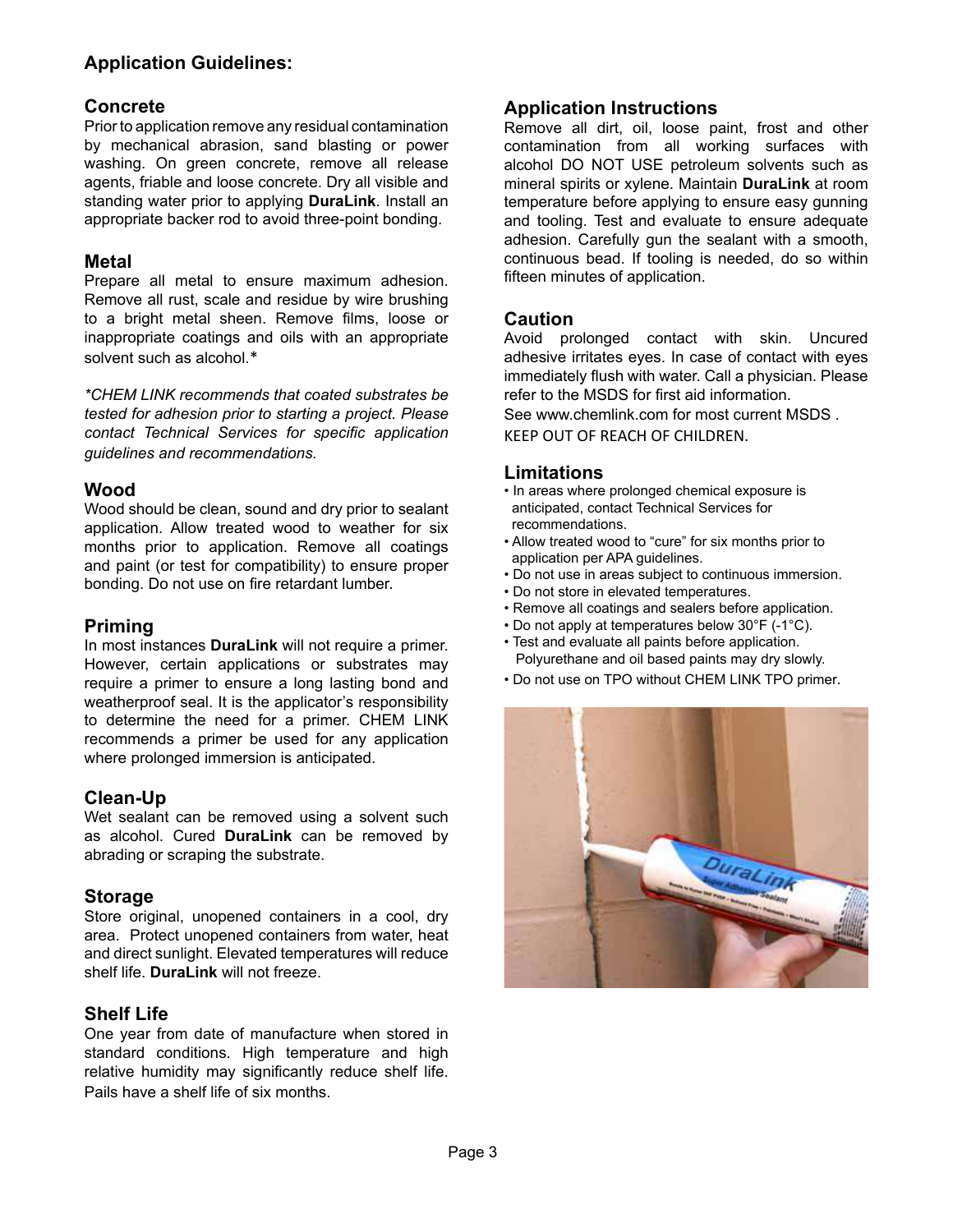## Application Guidelines:

### Concrete

Prior to application remove any residual contamination by mechanical abrasion, sand blasting or power washing. On green concrete, remove all release agents, friable and loose concrete. Dry all visible and standing water prior to applying **DuraLink**. Install an appropriate backer rod to avoid three-point bonding.

### Metal

Prepare all metal to ensure maximum adhesion. Remove all rust, scale and residue by wire brushing to a bright metal sheen. Remove films, loose or inappropriate coatings and oils with an appropriate solvent such as alcohol.*

*\*CHEM LINK recommends that coated substrates be tested for adhesion prior to starting a project. Please contact Technical Services for specific application guidelines and recommendations.*

### Wood

Wood should be clean, sound and dry prior to sealant application. Allow treated wood to weather for six months prior to application. Remove all coatings and paint (or test for compatibility) to ensure proper bonding. Do not use on fire retardant lumber.

### Priming

In most instances **DuraLink** will not require a primer. However, certain applications or substrates may require a primer to ensure a long lasting bond and weatherproof seal. It is the applicator's responsibility to determine the need for a primer. CHEM LINK recommends a primer be used for any application where prolonged immersion is anticipated.

### Clean-Up

Wet sealant can be removed using a solvent such as alcohol. Cured **DuraLink** can be removed by abrading or scraping the substrate.

### Storage

Store original, unopened containers in a cool, dry area. Protect unopened containers from water, heat and direct sunlight. Elevated temperatures will reduce shelf life. **DuraLink** will not freeze.

### Shelf Life

One year from date of manufacture when stored in standard conditions. High temperature and high relative humidity may significantly reduce shelf life. Pails have a shelf life of six months.

### Application Instructions

Remove all dirt, oil, loose paint, frost and other contamination from all working surfaces with alcohol DO NOT USE petroleum solvents such as mineral spirits or xylene. Maintain **DuraLink** at room temperature before applying to ensure easy gunning and tooling. Test and evaluate to ensure adequate adhesion. Carefully gun the sealant with a smooth, continuous bead. If tooling is needed, do so within fifteen minutes of application.

### Caution

Avoid prolonged contact with skin. Uncured adhesive irritates eyes. In case of contact with eyes immediately flush with water. Call a physician. Please refer to the MSDS for first aid information.
See www.chemlink.com for most current MSDS .
KEEP OUT OF REACH OF CHILDREN.

### Limitations

- In areas where prolonged chemical exposure is anticipated, contact Technical Services for recommendations.
- Allow treated wood to "cure" for six months prior to application per APA guidelines.
- Do not use in areas subject to continuous immersion.
- Do not store in elevated temperatures.
- Remove all coatings and sealers before application.
- Do not apply at temperatures below 30°F (-1°C).
- Test and evaluate all paints before application. Polyurethane and oil based paints may dry slowly.
- Do not use on TPO without CHEM LINK TPO primer.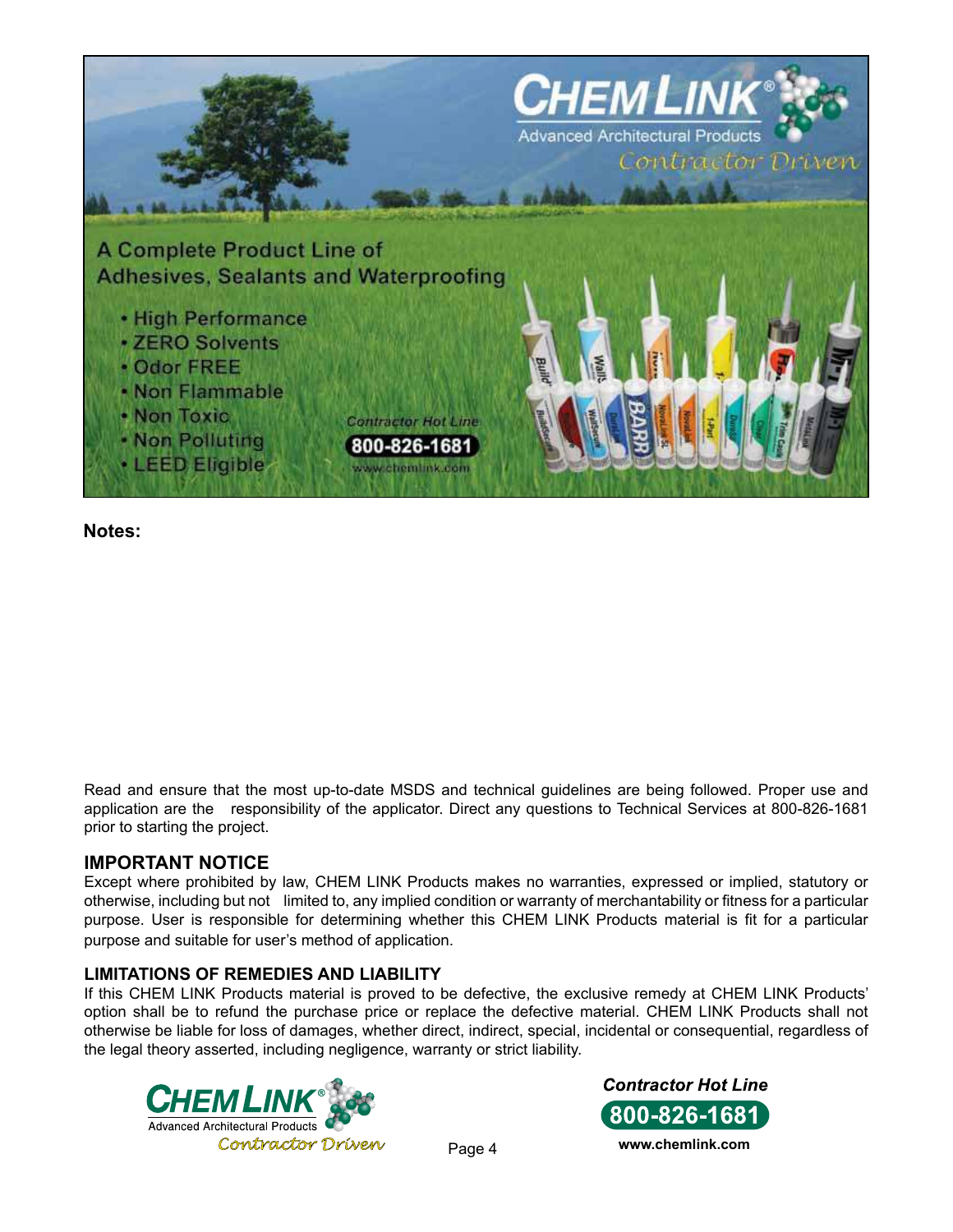# CHEM LINK®

Advanced Architectural Products

*Contractor Driven*

A Complete Product Line of Adhesives, Sealants and Waterproofing

- High Performance
- ZERO Solvents
- Odor FREE
- Non Flammable
- Non Toxic
- Non Polluting
- LEED Eligible

*Contractor Hot Line*

**800-826-1681**

www.chemlink.com

**Notes:**

Read and ensure that the most up-to-date MSDS and technical guidelines are being followed. Proper use and application are the responsibility of the applicator. Direct any questions to Technical Services at 800-826-1681 prior to starting the project.

## IMPORTANT NOTICE

Except where prohibited by law, CHEM LINK Products makes no warranties, expressed or implied, statutory or otherwise, including but not limited to, any implied condition or warranty of merchantability or fitness for a particular purpose. User is responsible for determining whether this CHEM LINK Products material is fit for a particular purpose and suitable for user's method of application.

### LIMITATIONS OF REMEDIES AND LIABILITY

If this CHEM LINK Products material is proved to be defective, the exclusive remedy at CHEM LINK Products' option shall be to refund the purchase price or replace the defective material. CHEM LINK Products shall not otherwise be liable for loss of damages, whether direct, indirect, special, incidental or consequential, regardless of the legal theory asserted, including negligence, warranty or strict liability.

**CHEM LINK®** Advanced Architectural Products *Contractor Driven*

***Contractor Hot Line***

**800-826-1681**

**www.chemlink.com**